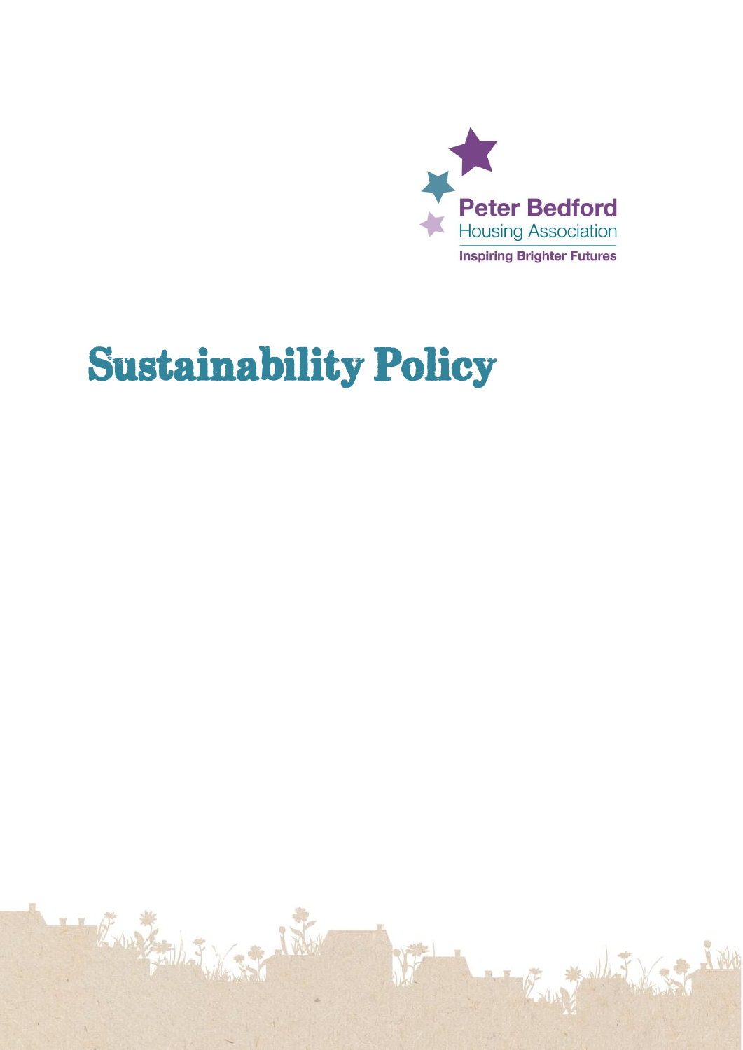Peter Bedford
Housing Association
Inspiring Brighter Futures

# Sustainability Policy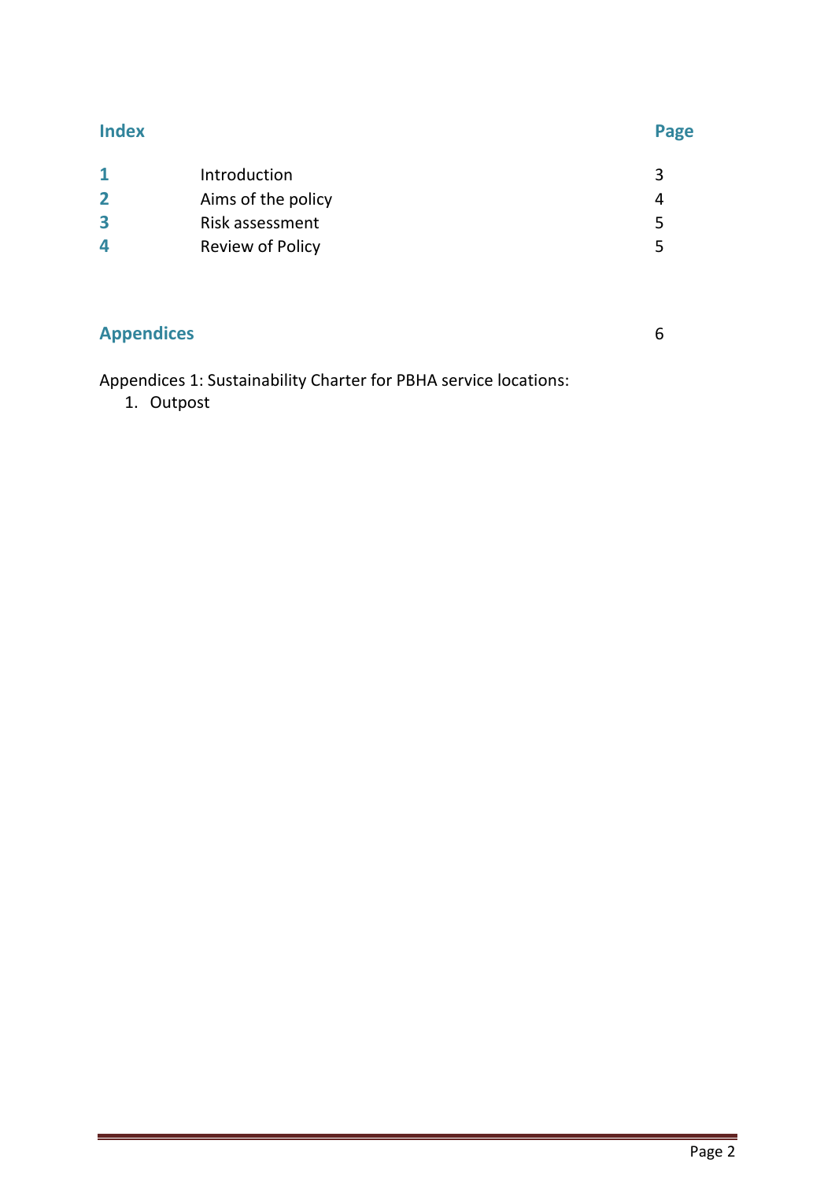## Index

| | | Page |
|---|---|---|
| **1** | Introduction | 3 |
| **2** | Aims of the policy | 4 |
| **3** | Risk assessment | 5 |
| **4** | Review of Policy | 5 |

## Appendices 6

Appendices 1: Sustainability Charter for PBHA service locations:

1. Outpost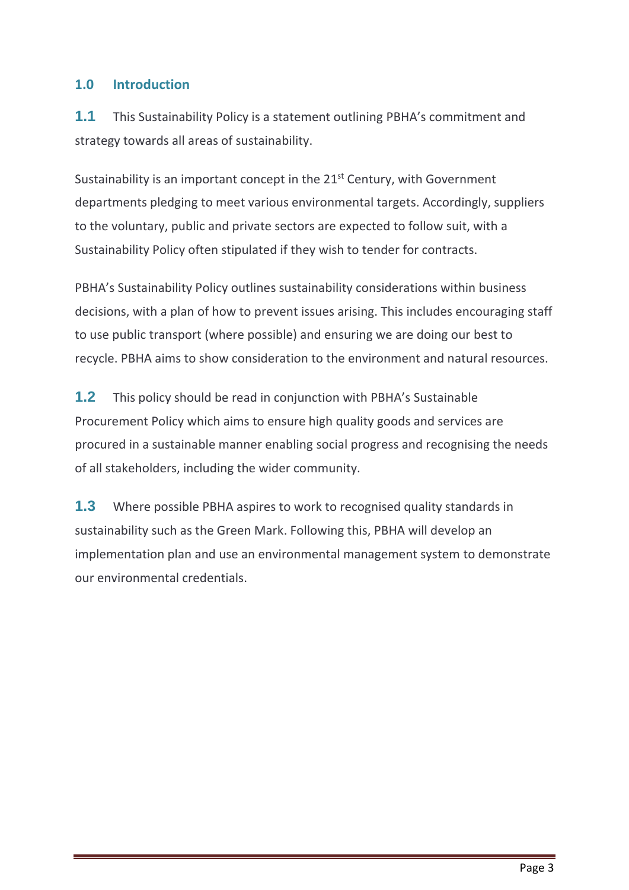## 1.0 Introduction

**1.1** This Sustainability Policy is a statement outlining PBHA's commitment and strategy towards all areas of sustainability.

Sustainability is an important concept in the 21st Century, with Government departments pledging to meet various environmental targets. Accordingly, suppliers to the voluntary, public and private sectors are expected to follow suit, with a Sustainability Policy often stipulated if they wish to tender for contracts.

PBHA's Sustainability Policy outlines sustainability considerations within business decisions, with a plan of how to prevent issues arising. This includes encouraging staff to use public transport (where possible) and ensuring we are doing our best to recycle. PBHA aims to show consideration to the environment and natural resources.

**1.2** This policy should be read in conjunction with PBHA's Sustainable Procurement Policy which aims to ensure high quality goods and services are procured in a sustainable manner enabling social progress and recognising the needs of all stakeholders, including the wider community.

**1.3** Where possible PBHA aspires to work to recognised quality standards in sustainability such as the Green Mark. Following this, PBHA will develop an implementation plan and use an environmental management system to demonstrate our environmental credentials.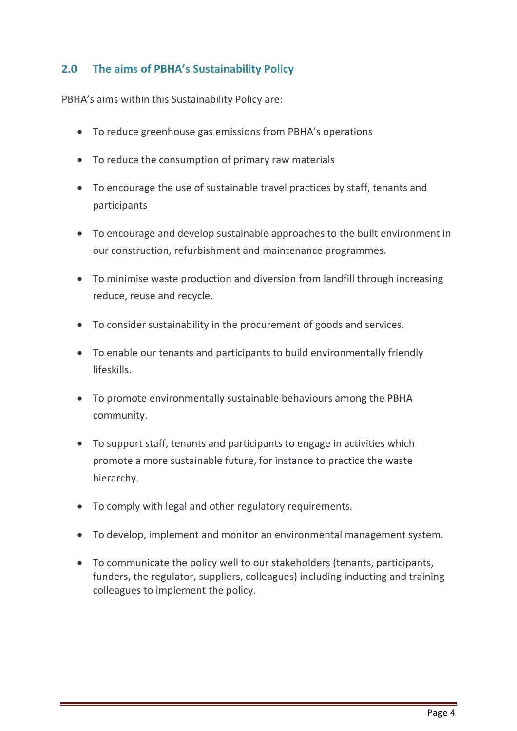## 2.0 The aims of PBHA's Sustainability Policy

PBHA's aims within this Sustainability Policy are:

- To reduce greenhouse gas emissions from PBHA's operations
- To reduce the consumption of primary raw materials
- To encourage the use of sustainable travel practices by staff, tenants and participants
- To encourage and develop sustainable approaches to the built environment in our construction, refurbishment and maintenance programmes.
- To minimise waste production and diversion from landfill through increasing reduce, reuse and recycle.
- To consider sustainability in the procurement of goods and services.
- To enable our tenants and participants to build environmentally friendly lifeskills.
- To promote environmentally sustainable behaviours among the PBHA community.
- To support staff, tenants and participants to engage in activities which promote a more sustainable future, for instance to practice the waste hierarchy.
- To comply with legal and other regulatory requirements.
- To develop, implement and monitor an environmental management system.
- To communicate the policy well to our stakeholders (tenants, participants, funders, the regulator, suppliers, colleagues) including inducting and training colleagues to implement the policy.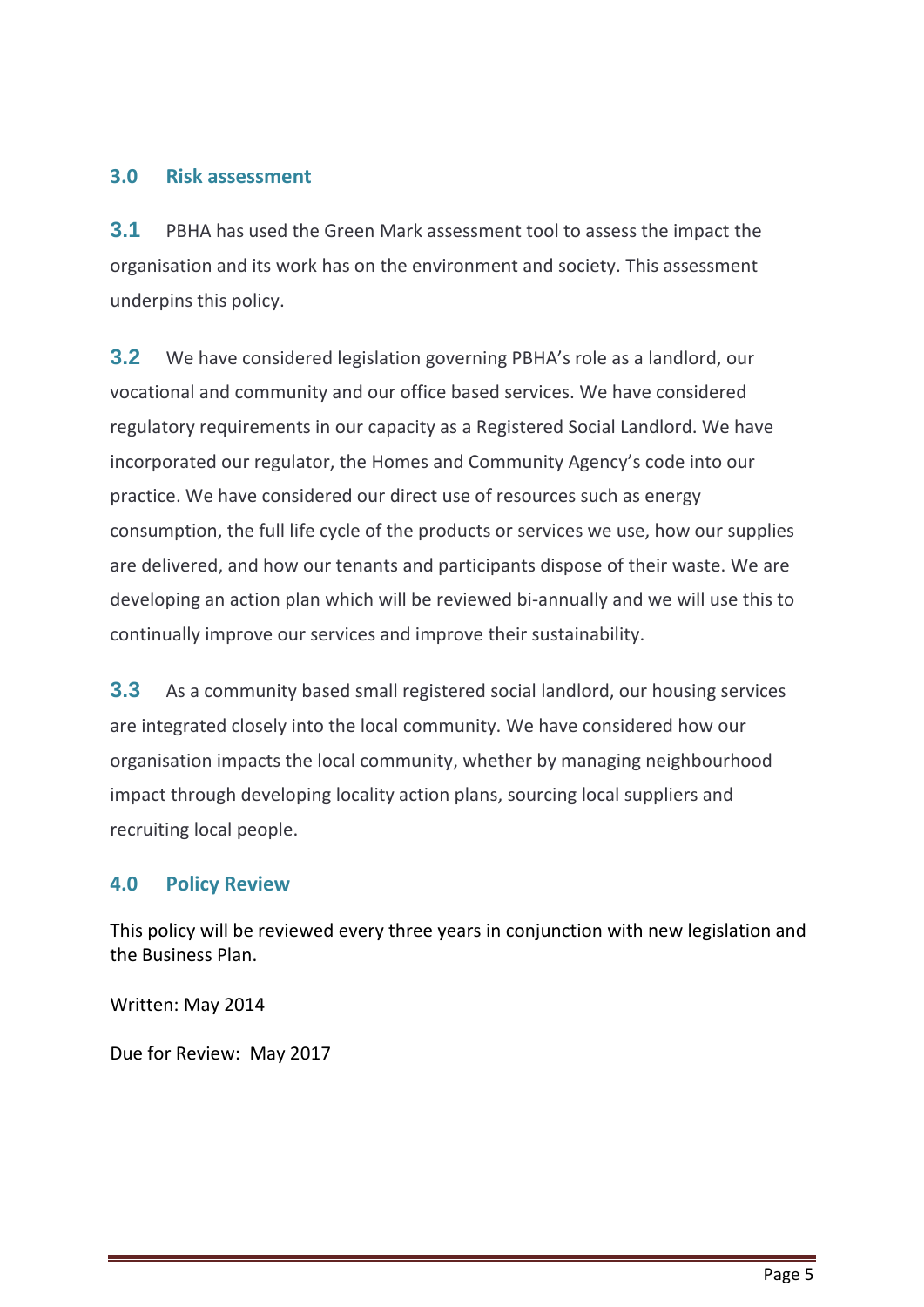## 3.0 Risk assessment

**3.1** PBHA has used the Green Mark assessment tool to assess the impact the organisation and its work has on the environment and society. This assessment underpins this policy.

**3.2** We have considered legislation governing PBHA's role as a landlord, our vocational and community and our office based services. We have considered regulatory requirements in our capacity as a Registered Social Landlord. We have incorporated our regulator, the Homes and Community Agency's code into our practice. We have considered our direct use of resources such as energy consumption, the full life cycle of the products or services we use, how our supplies are delivered, and how our tenants and participants dispose of their waste. We are developing an action plan which will be reviewed bi-annually and we will use this to continually improve our services and improve their sustainability.

**3.3** As a community based small registered social landlord, our housing services are integrated closely into the local community. We have considered how our organisation impacts the local community, whether by managing neighbourhood impact through developing locality action plans, sourcing local suppliers and recruiting local people.

## 4.0 Policy Review

This policy will be reviewed every three years in conjunction with new legislation and the Business Plan.

Written: May 2014

Due for Review: May 2017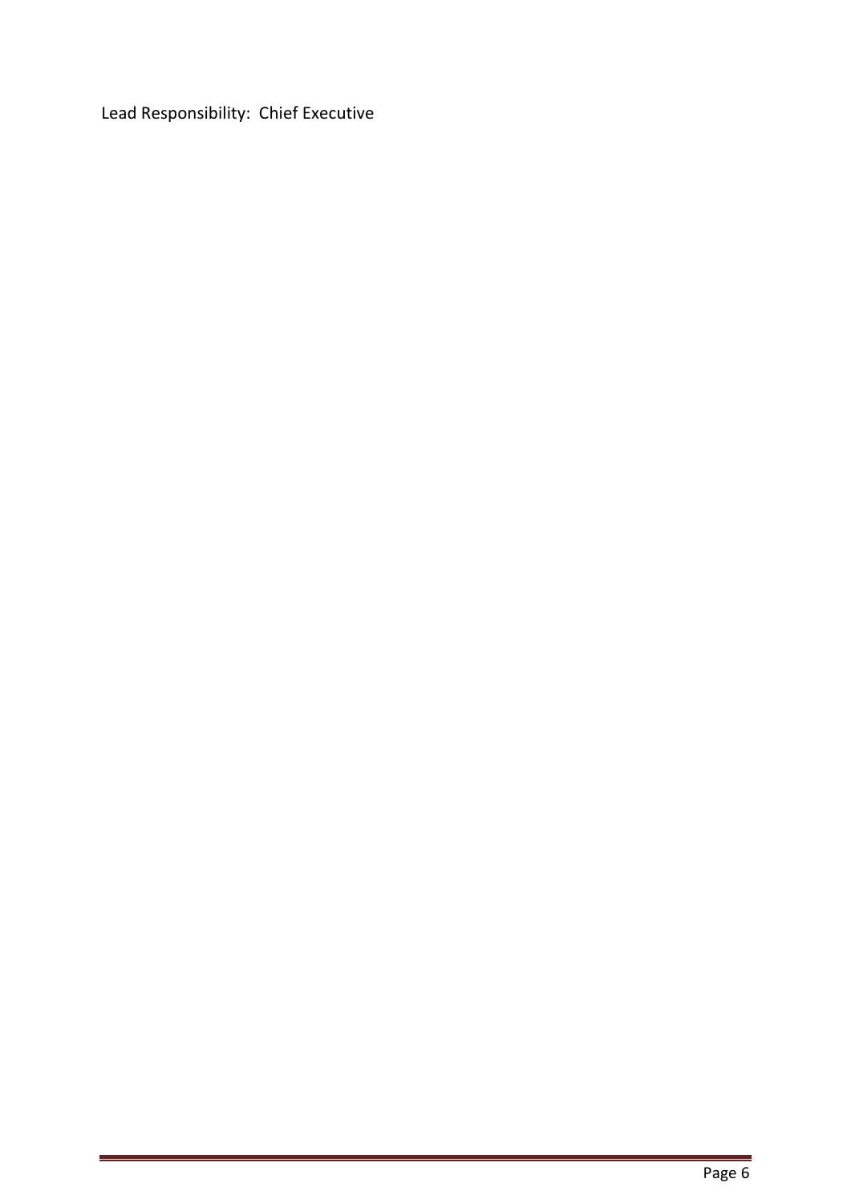Lead Responsibility: Chief Executive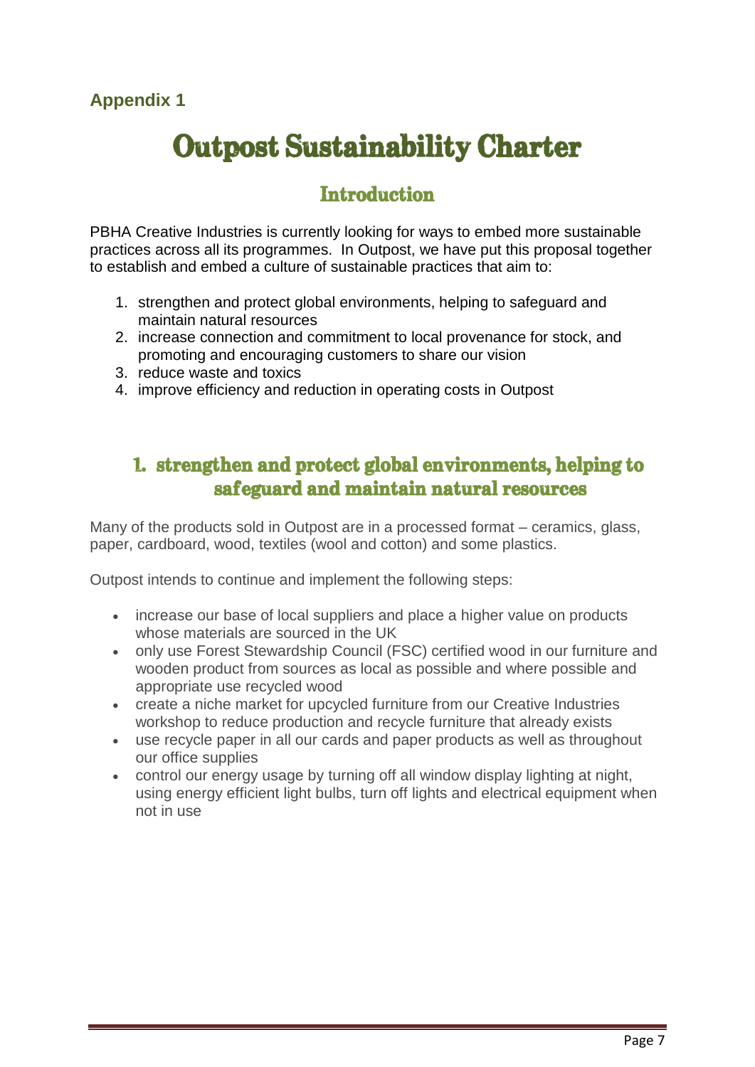**Appendix 1**

# Outpost Sustainability Charter

## Introduction

PBHA Creative Industries is currently looking for ways to embed more sustainable practices across all its programmes. In Outpost, we have put this proposal together to establish and embed a culture of sustainable practices that aim to:

1. strengthen and protect global environments, helping to safeguard and maintain natural resources
2. increase connection and commitment to local provenance for stock, and promoting and encouraging customers to share our vision
3. reduce waste and toxics
4. improve efficiency and reduction in operating costs in Outpost

## 1. strengthen and protect global environments, helping to safeguard and maintain natural resources

Many of the products sold in Outpost are in a processed format – ceramics, glass, paper, cardboard, wood, textiles (wool and cotton) and some plastics.

Outpost intends to continue and implement the following steps:

- increase our base of local suppliers and place a higher value on products whose materials are sourced in the UK
- only use Forest Stewardship Council (FSC) certified wood in our furniture and wooden product from sources as local as possible and where possible and appropriate use recycled wood
- create a niche market for upcycled furniture from our Creative Industries workshop to reduce production and recycle furniture that already exists
- use recycle paper in all our cards and paper products as well as throughout our office supplies
- control our energy usage by turning off all window display lighting at night, using energy efficient light bulbs, turn off lights and electrical equipment when not in use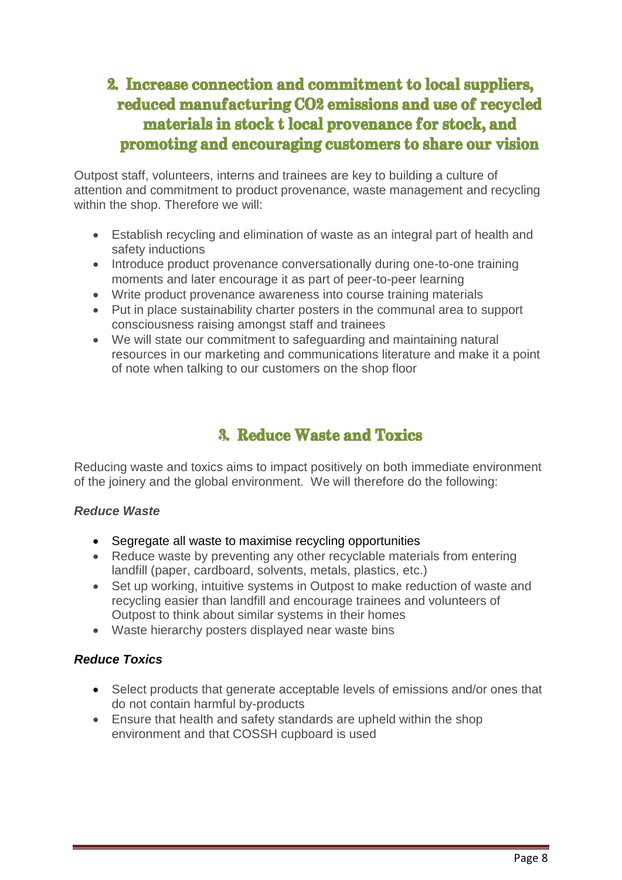## 2. Increase connection and commitment to local suppliers, reduced manufacturing $CO_2$ emissions and use of recycled materials in stock t local provenance for stock, and promoting and encouraging customers to share our vision

Outpost staff, volunteers, interns and trainees are key to building a culture of attention and commitment to product provenance, waste management and recycling within the shop. Therefore we will:

- Establish recycling and elimination of waste as an integral part of health and safety inductions
- Introduce product provenance conversationally during one-to-one training moments and later encourage it as part of peer-to-peer learning
- Write product provenance awareness into course training materials
- Put in place sustainability charter posters in the communal area to support consciousness raising amongst staff and trainees
- We will state our commitment to safeguarding and maintaining natural resources in our marketing and communications literature and make it a point of note when talking to our customers on the shop floor

## 3. Reduce Waste and Toxics

Reducing waste and toxics aims to impact positively on both immediate environment of the joinery and the global environment. We will therefore do the following:

***Reduce Waste***

- Segregate all waste to maximise recycling opportunities
- Reduce waste by preventing any other recyclable materials from entering landfill (paper, cardboard, solvents, metals, plastics, etc.)
- Set up working, intuitive systems in Outpost to make reduction of waste and recycling easier than landfill and encourage trainees and volunteers of Outpost to think about similar systems in their homes
- Waste hierarchy posters displayed near waste bins

***Reduce Toxics***

- Select products that generate acceptable levels of emissions and/or ones that do not contain harmful by-products
- Ensure that health and safety standards are upheld within the shop environment and that COSSH cupboard is used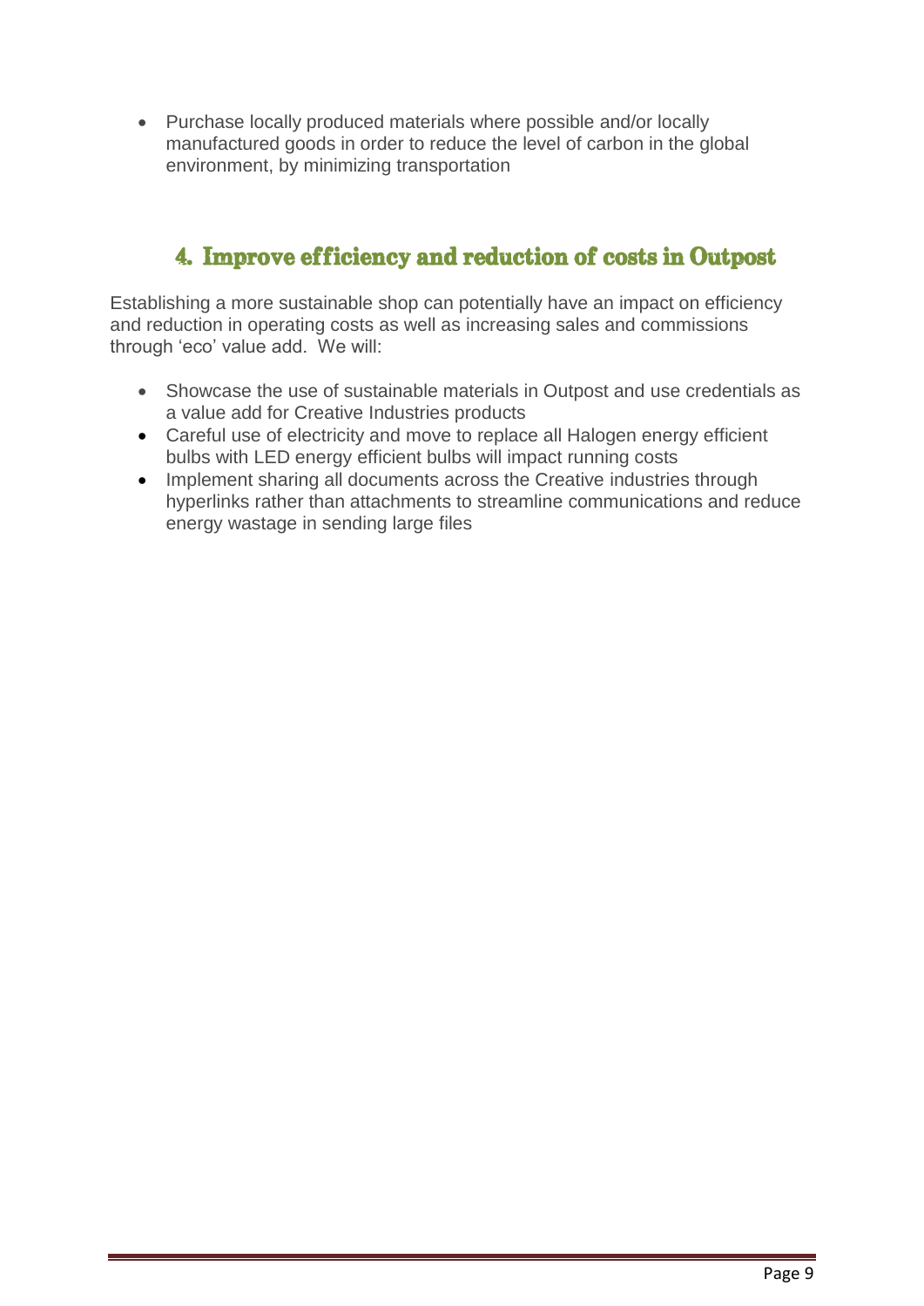- Purchase locally produced materials where possible and/or locally manufactured goods in order to reduce the level of carbon in the global environment, by minimizing transportation

## 4. Improve efficiency and reduction of costs in Outpost

Establishing a more sustainable shop can potentially have an impact on efficiency and reduction in operating costs as well as increasing sales and commissions through 'eco' value add. We will:

- Showcase the use of sustainable materials in Outpost and use credentials as a value add for Creative Industries products
- Careful use of electricity and move to replace all Halogen energy efficient bulbs with LED energy efficient bulbs will impact running costs
- Implement sharing all documents across the Creative industries through hyperlinks rather than attachments to streamline communications and reduce energy wastage in sending large files